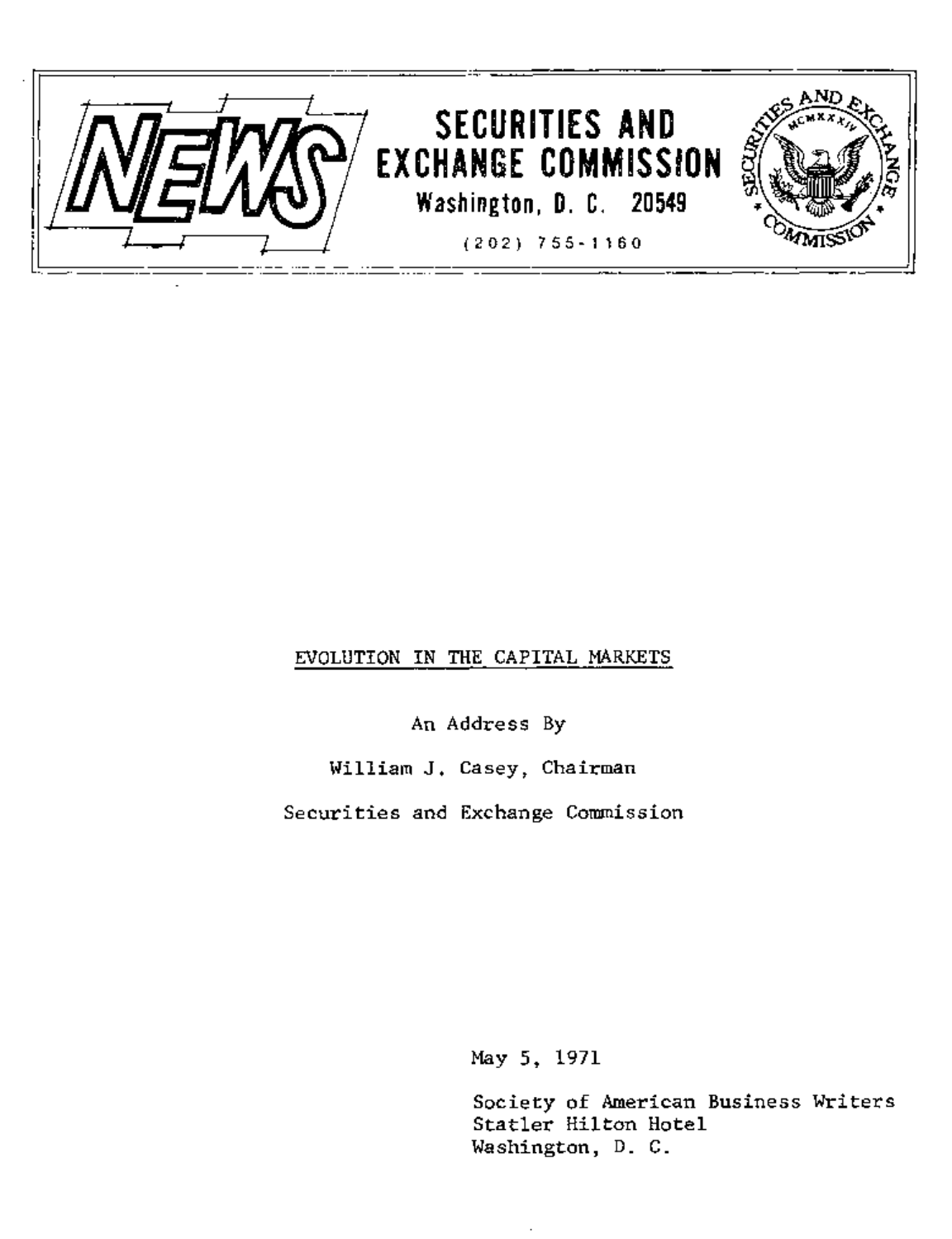NEWS

# SECURITIES AND EXCHANGE COMMISSION

Washington, D. C. 20549

(202) 755-1160

## EVOLUTION IN THE CAPITAL MARKETS

An Address By

William J. Casey, Chairman

Securities and Exchange Commission

May 5, 1971

Society of American Business Writers
Statler Hilton Hotel
Washington, D. C.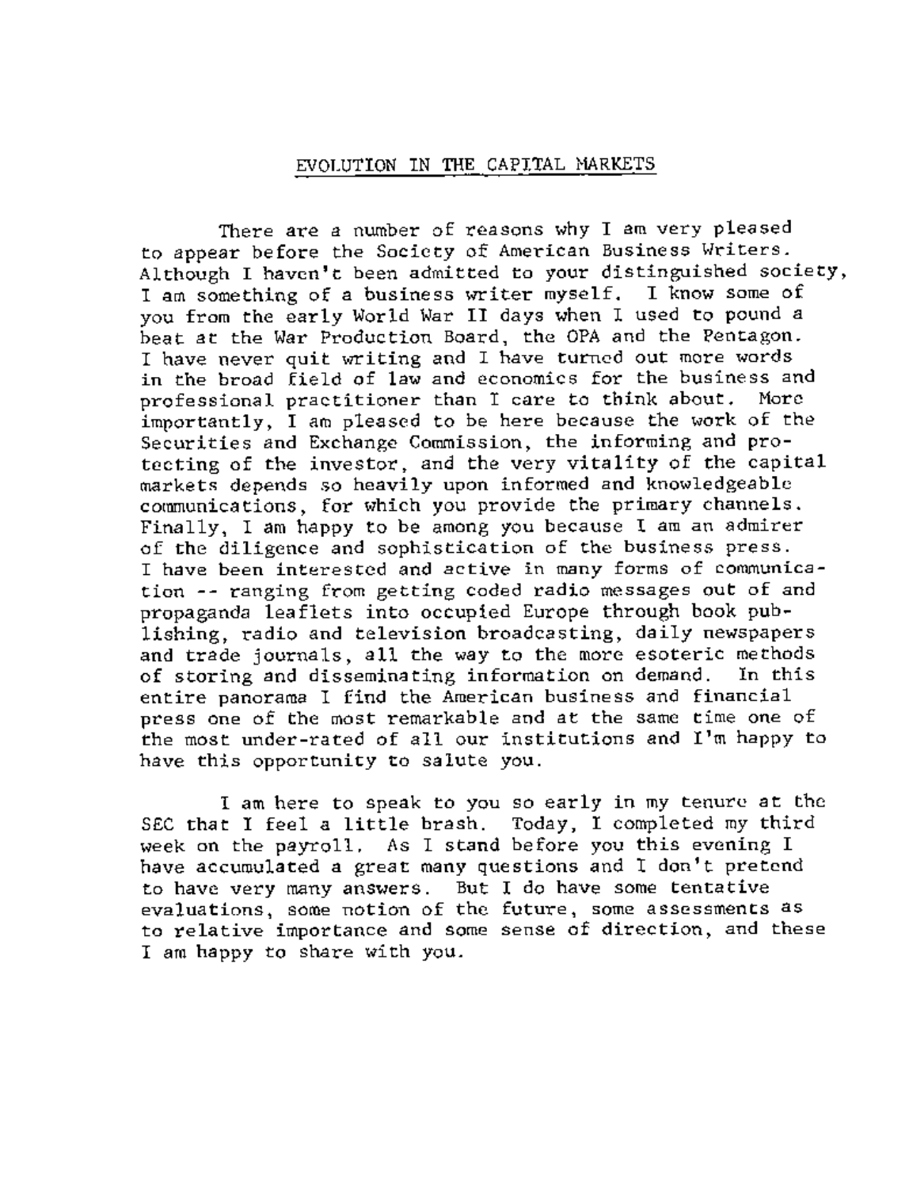# EVOLUTION IN THE CAPITAL MARKETS

There are a number of reasons why I am very pleased to appear before the Society of American Business Writers. Although I haven't been admitted to your distinguished society, I am something of a business writer myself. I know some of you from the early World War II days when I used to pound a beat at the War Production Board, the OPA and the Pentagon. I have never quit writing and I have turned out more words in the broad field of law and economics for the business and professional practitioner than I care to think about. More importantly, I am pleased to be here because the work of the Securities and Exchange Commission, the informing and protecting of the investor, and the very vitality of the capital markets depends so heavily upon informed and knowledgeable communications, for which you provide the primary channels. Finally, I am happy to be among you because I am an admirer of the diligence and sophistication of the business press. I have been interested and active in many forms of communication -- ranging from getting coded radio messages out of and propaganda leaflets into occupied Europe through book publishing, radio and television broadcasting, daily newspapers and trade journals, all the way to the more esoteric methods of storing and disseminating information on demand. In this entire panorama I find the American business and financial press one of the most remarkable and at the same time one of the most under-rated of all our institutions and I'm happy to have this opportunity to salute you.

I am here to speak to you so early in my tenure at the SEC that I feel a little brash. Today, I completed my third week on the payroll. As I stand before you this evening I have accumulated a great many questions and I don't pretend to have very many answers. But I do have some tentative evaluations, some notion of the future, some assessments as to relative importance and some sense of direction, and these I am happy to share with you.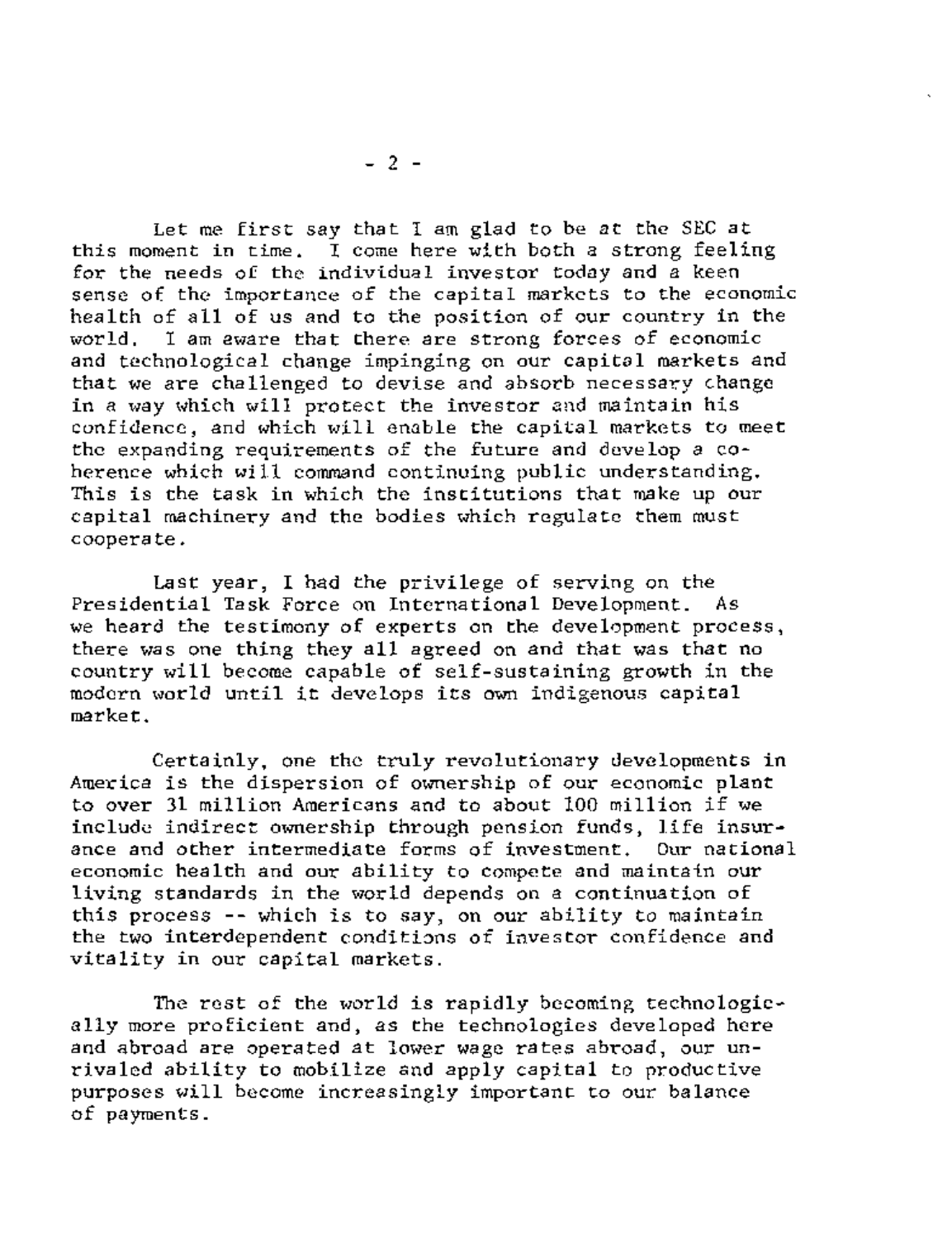Let me first say that I am glad to be at the SEC at this moment in time. I come here with both a strong feeling for the needs of the individual investor today and a keen sense of the importance of the capital markets to the economic health of all of us and to the position of our country in the world. I am aware that there are strong forces of economic and technological change impinging on our capital markets and that we are challenged to devise and absorb necessary change in a way which will protect the investor and maintain his confidence, and which will enable the capital markets to meet the expanding requirements of the future and develop a coherence which will command continuing public understanding. This is the task in which the institutions that make up our capital machinery and the bodies which regulate them must cooperate.

Last year, I had the privilege of serving on the Presidential Task Force on International Development. As we heard the testimony of experts on the development process, there was one thing they all agreed on and that was that no country will become capable of self-sustaining growth in the modern world until it develops its own indigenous capital market.

Certainly, one the truly revolutionary developments in America is the dispersion of ownership of our economic plant to over 31 million Americans and to about 100 million if we include indirect ownership through pension funds, life insurance and other intermediate forms of investment. Our national economic health and our ability to compete and maintain our living standards in the world depends on a continuation of this process -- which is to say, on our ability to maintain the two interdependent conditions of investor confidence and vitality in our capital markets.

The rest of the world is rapidly becoming technologically more proficient and, as the technologies developed here and abroad are operated at lower wage rates abroad, our unrivaled ability to mobilize and apply capital to productive purposes will become increasingly important to our balance of payments.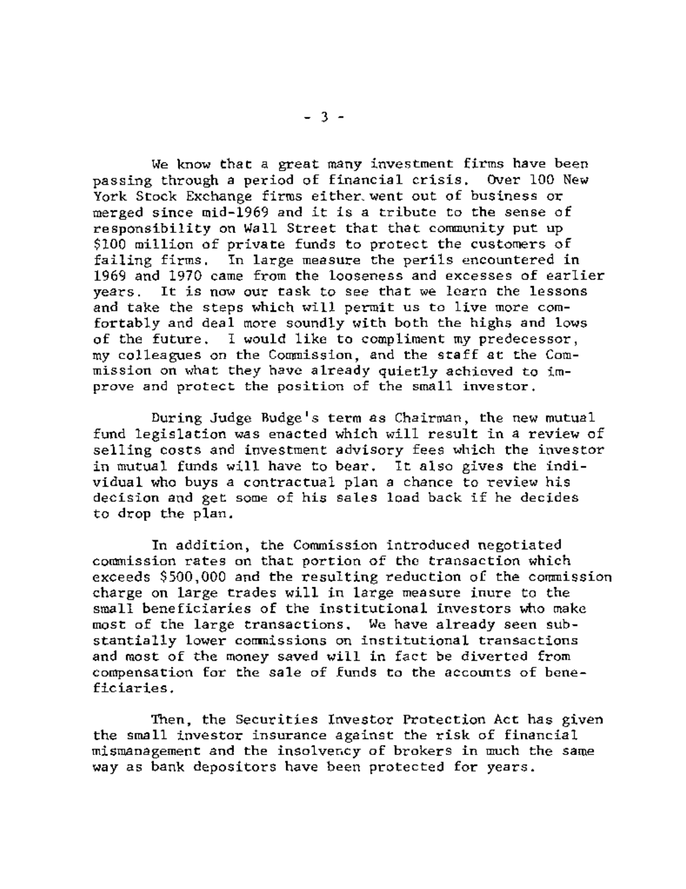We know that a great many investment firms have been passing through a period of financial crisis. Over 100 New York Stock Exchange firms either went out of business or merged since mid-1969 and it is a tribute to the sense of responsibility on Wall Street that that community put up $100 million of private funds to protect the customers of failing firms. In large measure the perils encountered in 1969 and 1970 came from the looseness and excesses of earlier years. It is now our task to see that we learn the lessons and take the steps which will permit us to live more comfortably and deal more soundly with both the highs and lows of the future. I would like to compliment my predecessor, my colleagues on the Commission, and the staff at the Commission on what they have already quietly achieved to improve and protect the position of the small investor.

During Judge Budge's term as Chairman, the new mutual fund legislation was enacted which will result in a review of selling costs and investment advisory fees which the investor in mutual funds will have to bear. It also gives the individual who buys a contractual plan a chance to review his decision and get some of his sales load back if he decides to drop the plan.

In addition, the Commission introduced negotiated commission rates on that portion of the transaction which exceeds $500,000 and the resulting reduction of the commission charge on large trades will in large measure inure to the small beneficiaries of the institutional investors who make most of the large transactions. We have already seen substantially lower commissions on institutional transactions and most of the money saved will in fact be diverted from compensation for the sale of funds to the accounts of beneficiaries.

Then, the Securities Investor Protection Act has given the small investor insurance against the risk of financial mismanagement and the insolvency of brokers in much the same way as bank depositors have been protected for years.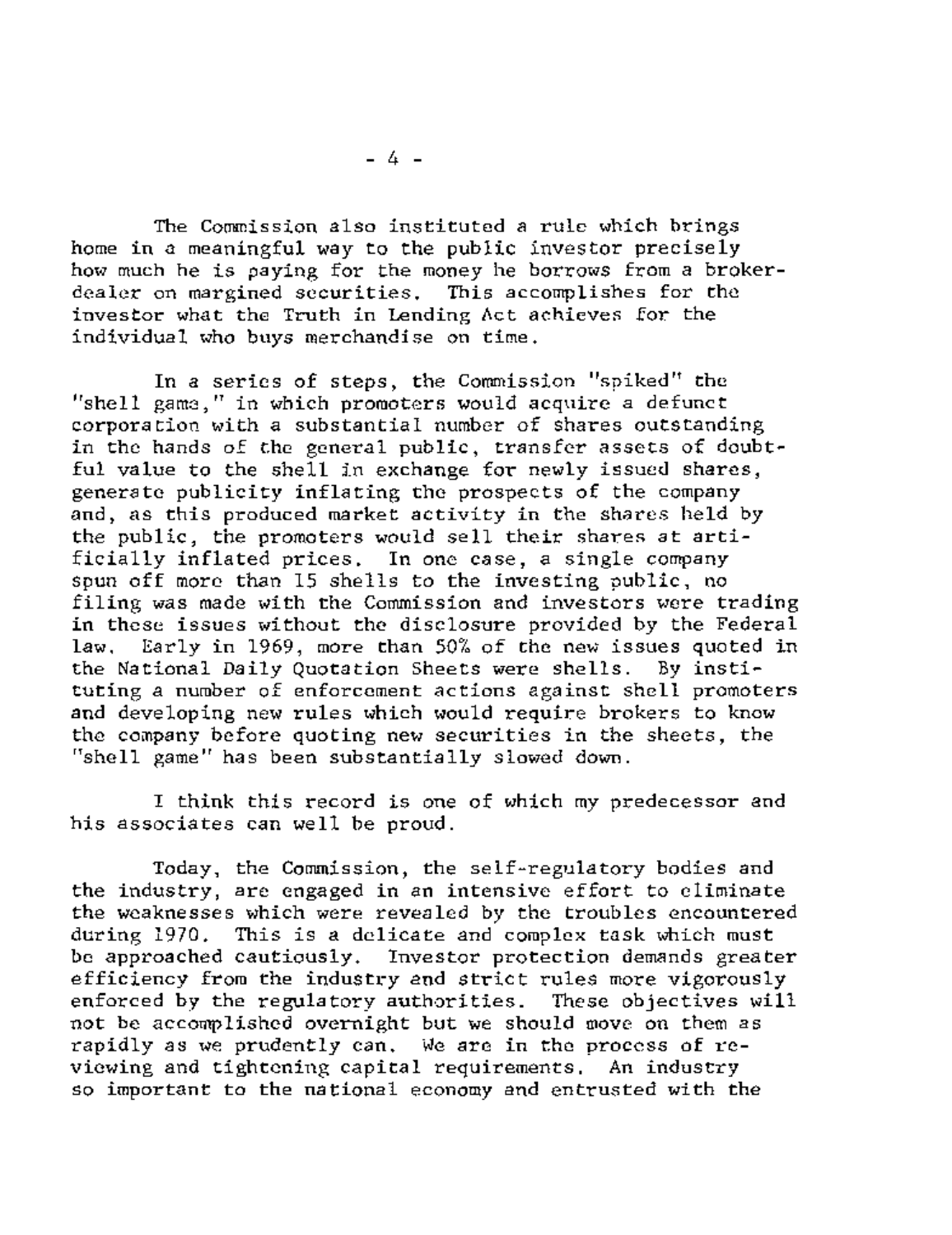The Commission also instituted a rule which brings home in a meaningful way to the public investor precisely how much he is paying for the money he borrows from a broker-dealer on margined securities. This accomplishes for the investor what the Truth in Lending Act achieves for the individual who buys merchandise on time.

In a series of steps, the Commission "spiked" the "shell game," in which promoters would acquire a defunct corporation with a substantial number of shares outstanding in the hands of the general public, transfer assets of doubtful value to the shell in exchange for newly issued shares, generate publicity inflating the prospects of the company and, as this produced market activity in the shares held by the public, the promoters would sell their shares at artificially inflated prices. In one case, a single company spun off more than 15 shells to the investing public, no filing was made with the Commission and investors were trading in these issues without the disclosure provided by the Federal law. Early in 1969, more than 50% of the new issues quoted in the National Daily Quotation Sheets were shells. By instituting a number of enforcement actions against shell promoters and developing new rules which would require brokers to know the company before quoting new securities in the sheets, the "shell game" has been substantially slowed down.

I think this record is one of which my predecessor and his associates can well be proud.

Today, the Commission, the self-regulatory bodies and the industry, are engaged in an intensive effort to eliminate the weaknesses which were revealed by the troubles encountered during 1970. This is a delicate and complex task which must be approached cautiously. Investor protection demands greater efficiency from the industry and strict rules more vigorously enforced by the regulatory authorities. These objectives will not be accomplished overnight but we should move on them as rapidly as we prudently can. We are in the process of reviewing and tightening capital requirements. An industry so important to the national economy and entrusted with the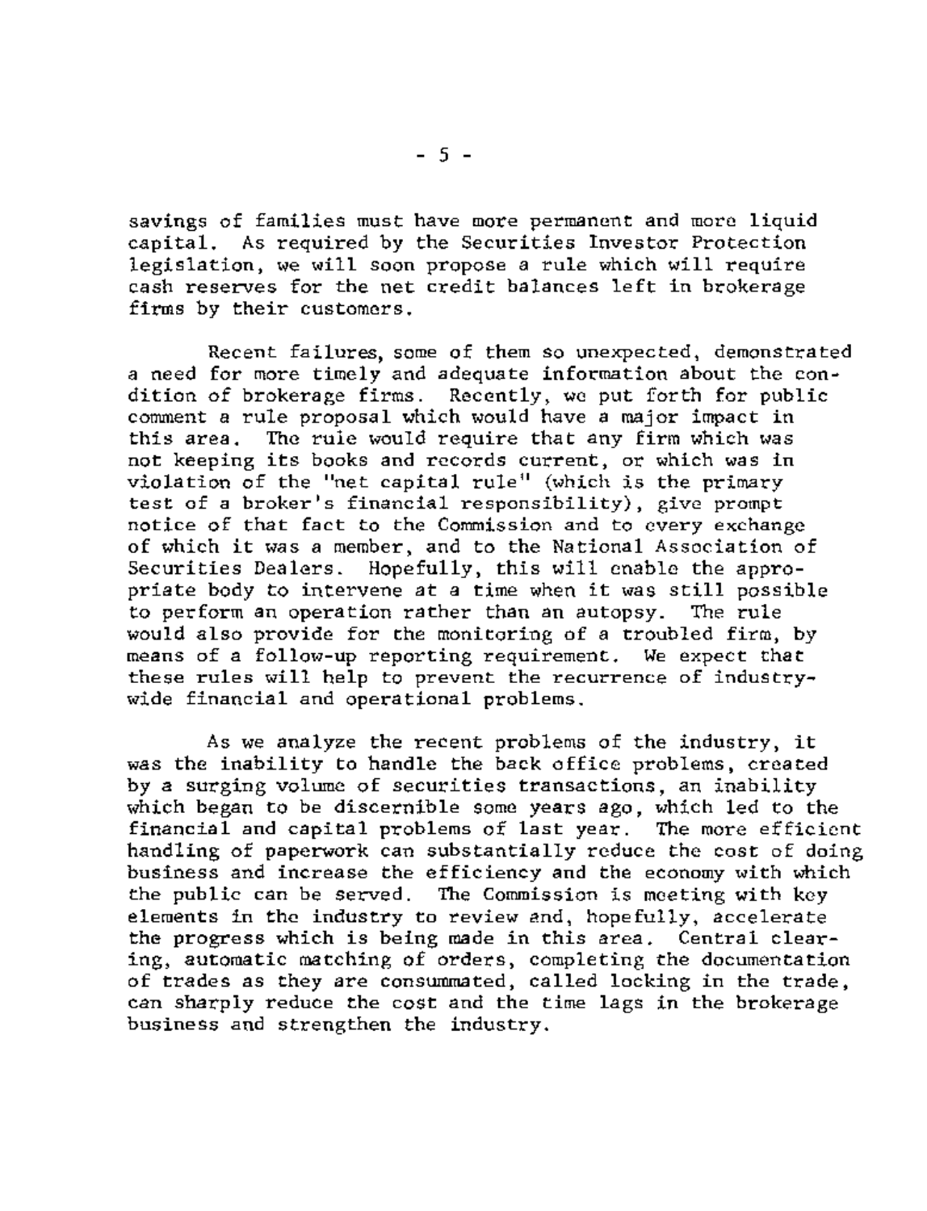savings of families must have more permanent and more liquid capital. As required by the Securities Investor Protection legislation, we will soon propose a rule which will require cash reserves for the net credit balances left in brokerage firms by their customers.

Recent failures, some of them so unexpected, demonstrated a need for more timely and adequate information about the condition of brokerage firms. Recently, we put forth for public comment a rule proposal which would have a major impact in this area. The rule would require that any firm which was not keeping its books and records current, or which was in violation of the "net capital rule" (which is the primary test of a broker's financial responsibility), give prompt notice of that fact to the Commission and to every exchange of which it was a member, and to the National Association of Securities Dealers. Hopefully, this will enable the appropriate body to intervene at a time when it was still possible to perform an operation rather than an autopsy. The rule would also provide for the monitoring of a troubled firm, by means of a follow-up reporting requirement. We expect that these rules will help to prevent the recurrence of industry-wide financial and operational problems.

As we analyze the recent problems of the industry, it was the inability to handle the back office problems, created by a surging volume of securities transactions, an inability which began to be discernible some years ago, which led to the financial and capital problems of last year. The more efficient handling of paperwork can substantially reduce the cost of doing business and increase the efficiency and the economy with which the public can be served. The Commission is meeting with key elements in the industry to review and, hopefully, accelerate the progress which is being made in this area. Central clearing, automatic matching of orders, completing the documentation of trades as they are consummated, called locking in the trade, can sharply reduce the cost and the time lags in the brokerage business and strengthen the industry.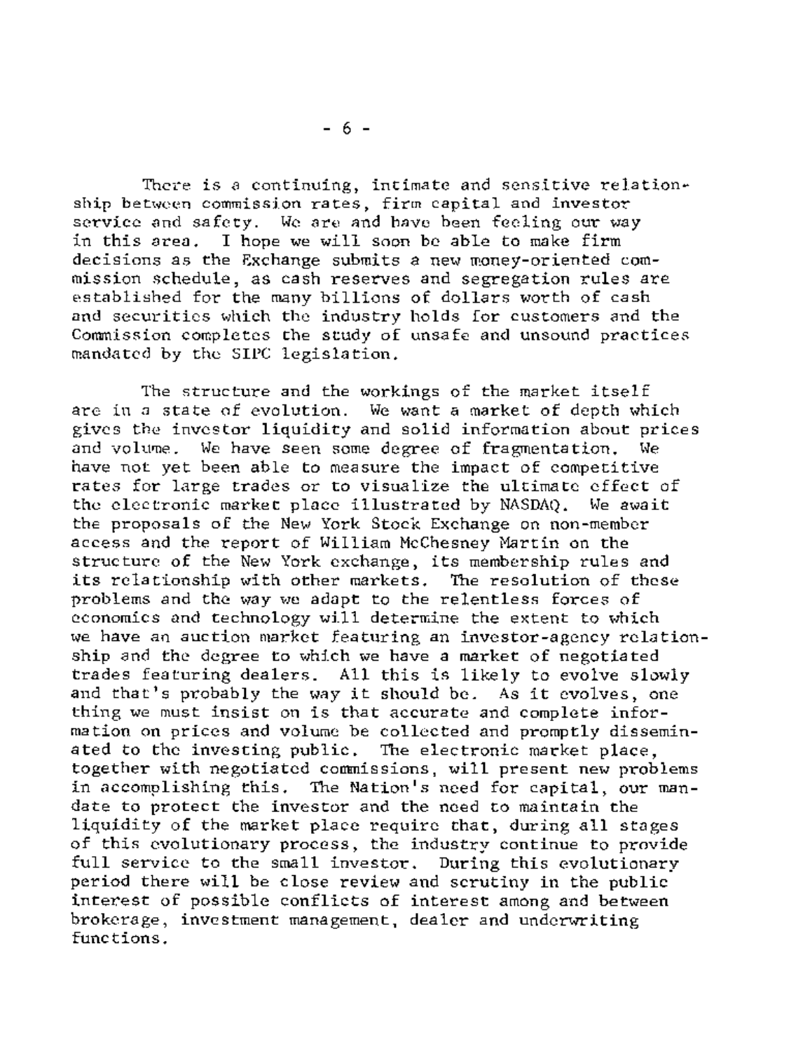There is a continuing, intimate and sensitive relationship between commission rates, firm capital and investor service and safety. We are and have been feeling our way in this area. I hope we will soon be able to make firm decisions as the Exchange submits a new money-oriented commission schedule, as cash reserves and segregation rules are established for the many billions of dollars worth of cash and securities which the industry holds for customers and the Commission completes the study of unsafe and unsound practices mandated by the SIPC legislation.

The structure and the workings of the market itself are in a state of evolution. We want a market of depth which gives the investor liquidity and solid information about prices and volume. We have seen some degree of fragmentation. We have not yet been able to measure the impact of competitive rates for large trades or to visualize the ultimate effect of the electronic market place illustrated by NASDAQ. We await the proposals of the New York Stock Exchange on non-member access and the report of William McChesney Martin on the structure of the New York exchange, its membership rules and its relationship with other markets. The resolution of these problems and the way we adapt to the relentless forces of economics and technology will determine the extent to which we have an auction market featuring an investor-agency relationship and the degree to which we have a market of negotiated trades featuring dealers. All this is likely to evolve slowly and that's probably the way it should be. As it evolves, one thing we must insist on is that accurate and complete information on prices and volume be collected and promptly disseminated to the investing public. The electronic market place, together with negotiated commissions, will present new problems in accomplishing this. The Nation's need for capital, our mandate to protect the investor and the need to maintain the liquidity of the market place require that, during all stages of this evolutionary process, the industry continue to provide full service to the small investor. During this evolutionary period there will be close review and scrutiny in the public interest of possible conflicts of interest among and between brokerage, investment management, dealer and underwriting functions.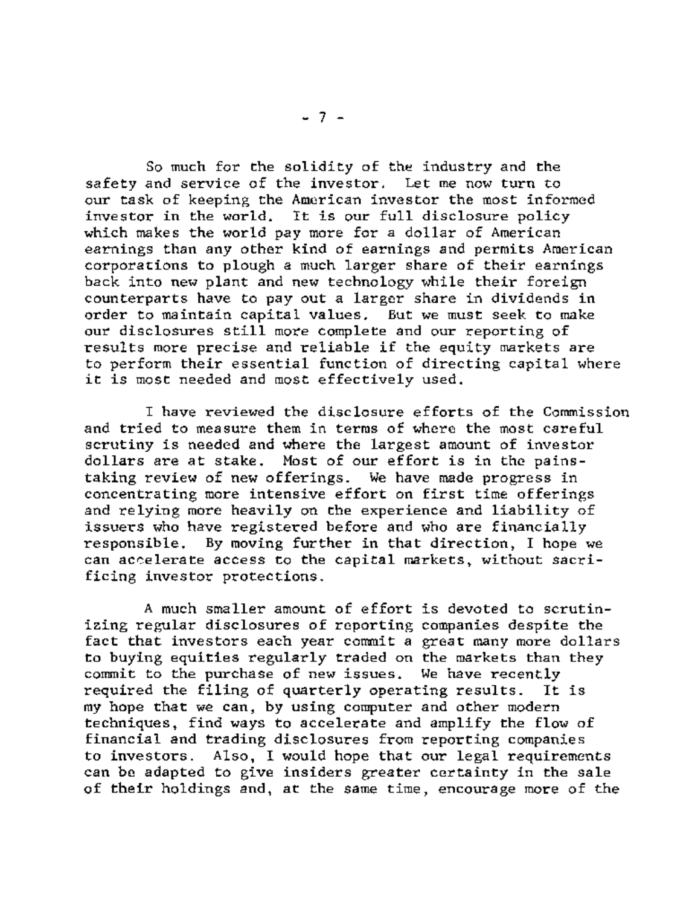So much for the solidity of the industry and the safety and service of the investor. Let me now turn to our task of keeping the American investor the most informed investor in the world. It is our full disclosure policy which makes the world pay more for a dollar of American earnings than any other kind of earnings and permits American corporations to plough a much larger share of their earnings back into new plant and new technology while their foreign counterparts have to pay out a larger share in dividends in order to maintain capital values. But we must seek to make our disclosures still more complete and our reporting of results more precise and reliable if the equity markets are to perform their essential function of directing capital where it is most needed and most effectively used.

I have reviewed the disclosure efforts of the Commission and tried to measure them in terms of where the most careful scrutiny is needed and where the largest amount of investor dollars are at stake. Most of our effort is in the painstaking review of new offerings. We have made progress in concentrating more intensive effort on first time offerings and relying more heavily on the experience and liability of issuers who have registered before and who are financially responsible. By moving further in that direction, I hope we can accelerate access to the capital markets, without sacrificing investor protections.

A much smaller amount of effort is devoted to scrutinizing regular disclosures of reporting companies despite the fact that investors each year commit a great many more dollars to buying equities regularly traded on the markets than they commit to the purchase of new issues. We have recently required the filing of quarterly operating results. It is my hope that we can, by using computer and other modern techniques, find ways to accelerate and amplify the flow of financial and trading disclosures from reporting companies to investors. Also, I would hope that our legal requirements can be adapted to give insiders greater certainty in the sale of their holdings and, at the same time, encourage more of the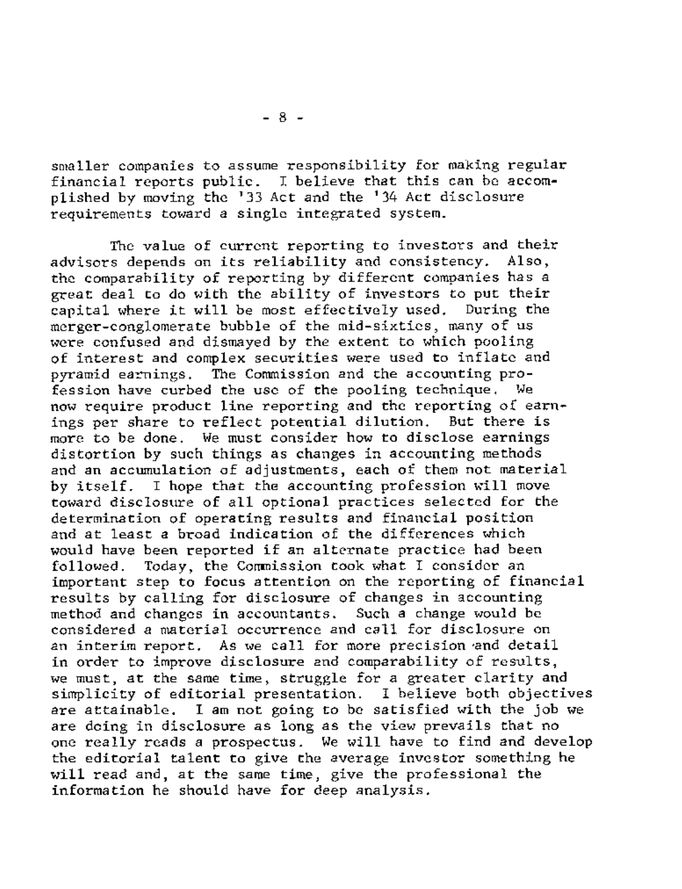smaller companies to assume responsibility for making regular financial reports public. I believe that this can be accomplished by moving the '33 Act and the '34 Act disclosure requirements toward a single integrated system.

The value of current reporting to investors and their advisors depends on its reliability and consistency. Also, the comparability of reporting by different companies has a great deal to do with the ability of investors to put their capital where it will be most effectively used. During the merger-conglomerate bubble of the mid-sixties, many of us were confused and dismayed by the extent to which pooling of interest and complex securities were used to inflate and pyramid earnings. The Commission and the accounting profession have curbed the use of the pooling technique. We now require product line reporting and the reporting of earnings per share to reflect potential dilution. But there is more to be done. We must consider how to disclose earnings distortion by such things as changes in accounting methods and an accumulation of adjustments, each of them not material by itself. I hope that the accounting profession will move toward disclosure of all optional practices selected for the determination of operating results and financial position and at least a broad indication of the differences which would have been reported if an alternate practice had been followed. Today, the Commission took what I consider an important step to focus attention on the reporting of financial results by calling for disclosure of changes in accounting method and changes in accountants. Such a change would be considered a material occurrence and call for disclosure on an interim report. As we call for more precision and detail in order to improve disclosure and comparability of results, we must, at the same time, struggle for a greater clarity and simplicity of editorial presentation. I believe both objectives are attainable. I am not going to be satisfied with the job we are doing in disclosure as long as the view prevails that no one really reads a prospectus. We will have to find and develop the editorial talent to give the average investor something he will read and, at the same time, give the professional the information he should have for deep analysis.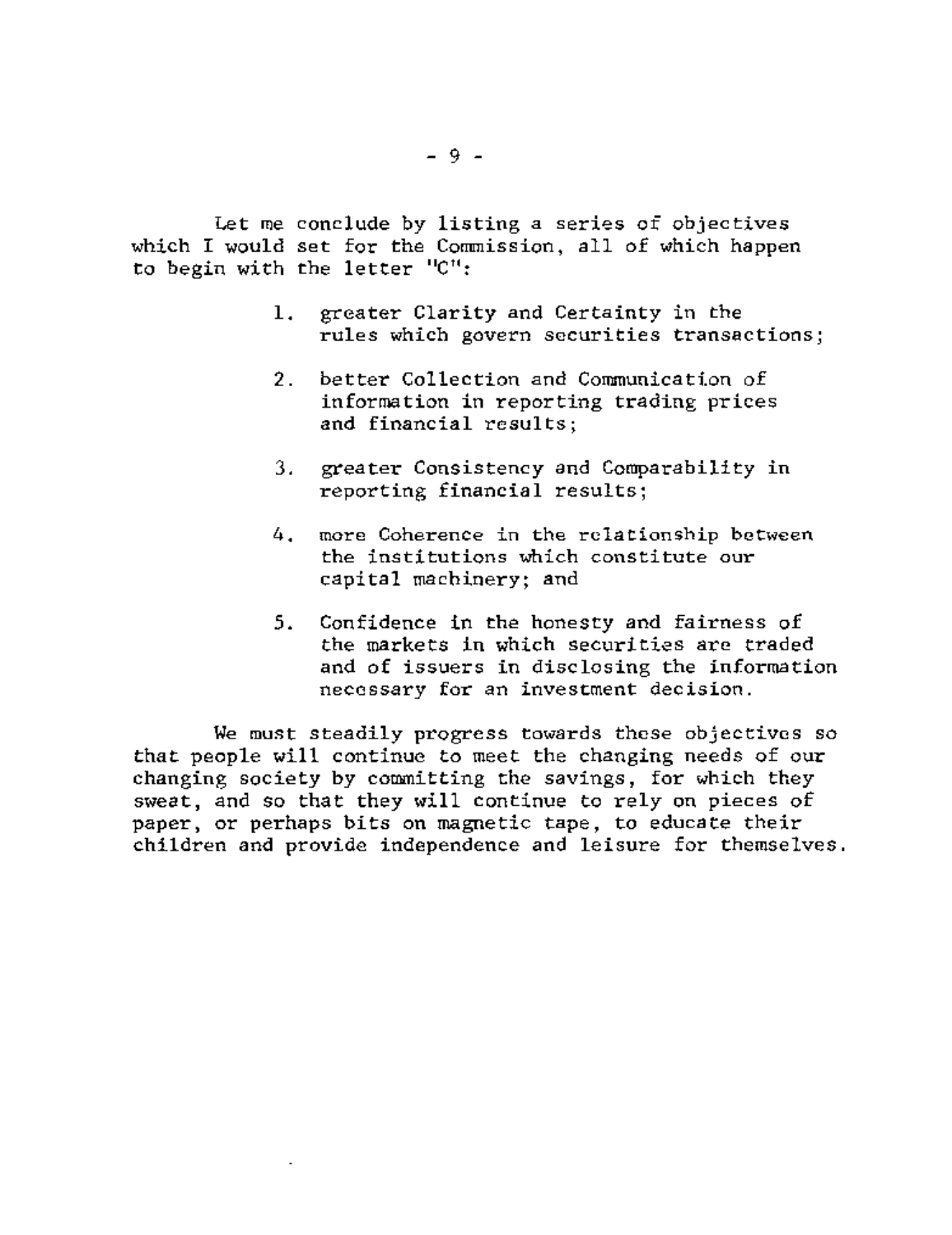Let me conclude by listing a series of objectives which I would set for the Commission, all of which happen to begin with the letter "C":

1. greater Clarity and Certainty in the rules which govern securities transactions;

2. better Collection and Communication of information in reporting trading prices and financial results;

3. greater Consistency and Comparability in reporting financial results;

4. more Coherence in the relationship between the institutions which constitute our capital machinery; and

5. Confidence in the honesty and fairness of the markets in which securities are traded and of issuers in disclosing the information necessary for an investment decision.

We must steadily progress towards these objectives so that people will continue to meet the changing needs of our changing society by committing the savings, for which they sweat, and so that they will continue to rely on pieces of paper, or perhaps bits on magnetic tape, to educate their children and provide independence and leisure for themselves.